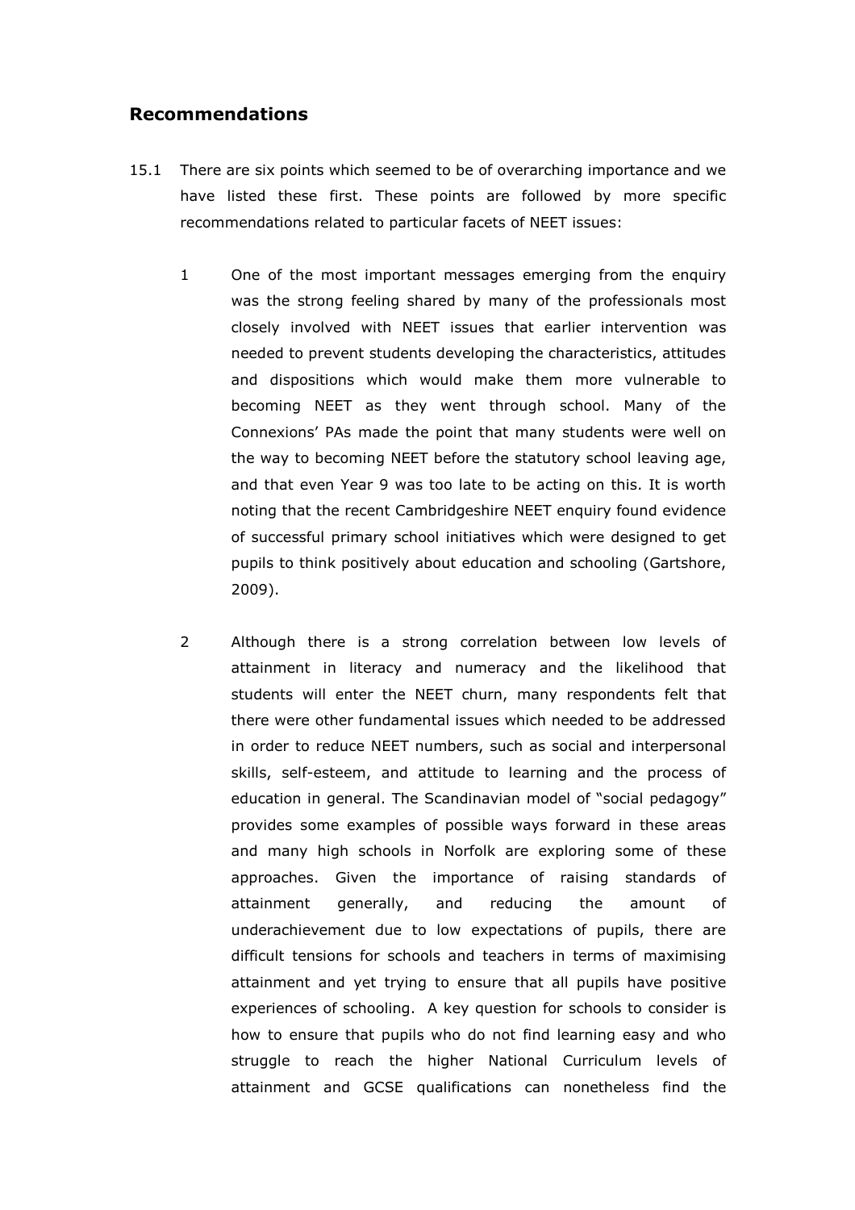## Recommendations

15.1 There are six points which seemed to be of overarching importance and we have listed these first. These points are followed by more specific recommendations related to particular facets of NEET issues:

1. One of the most important messages emerging from the enquiry was the strong feeling shared by many of the professionals most closely involved with NEET issues that earlier intervention was needed to prevent students developing the characteristics, attitudes and dispositions which would make them more vulnerable to becoming NEET as they went through school. Many of the Connexions' PAs made the point that many students were well on the way to becoming NEET before the statutory school leaving age, and that even Year 9 was too late to be acting on this. It is worth noting that the recent Cambridgeshire NEET enquiry found evidence of successful primary school initiatives which were designed to get pupils to think positively about education and schooling (Gartshore, 2009).

2. Although there is a strong correlation between low levels of attainment in literacy and numeracy and the likelihood that students will enter the NEET churn, many respondents felt that there were other fundamental issues which needed to be addressed in order to reduce NEET numbers, such as social and interpersonal skills, self-esteem, and attitude to learning and the process of education in general. The Scandinavian model of "social pedagogy" provides some examples of possible ways forward in these areas and many high schools in Norfolk are exploring some of these approaches. Given the importance of raising standards of attainment generally, and reducing the amount of underachievement due to low expectations of pupils, there are difficult tensions for schools and teachers in terms of maximising attainment and yet trying to ensure that all pupils have positive experiences of schooling. A key question for schools to consider is how to ensure that pupils who do not find learning easy and who struggle to reach the higher National Curriculum levels of attainment and GCSE qualifications can nonetheless find the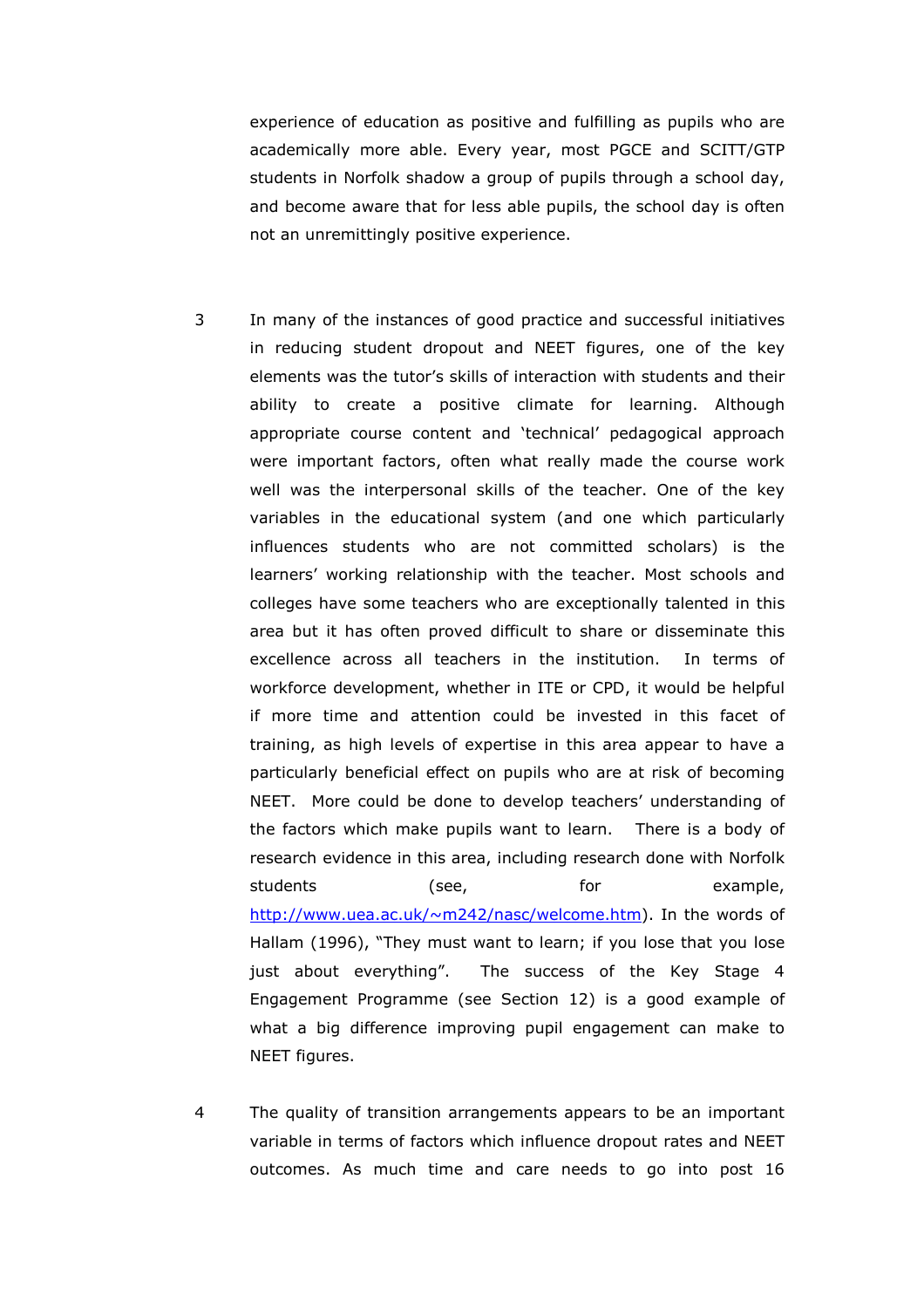experience of education as positive and fulfilling as pupils who are academically more able. Every year, most PGCE and SCITT/GTP students in Norfolk shadow a group of pupils through a school day, and become aware that for less able pupils, the school day is often not an unremittingly positive experience.

3 In many of the instances of good practice and successful initiatives in reducing student dropout and NEET figures, one of the key elements was the tutor's skills of interaction with students and their ability to create a positive climate for learning. Although appropriate course content and 'technical' pedagogical approach were important factors, often what really made the course work well was the interpersonal skills of the teacher. One of the key variables in the educational system (and one which particularly influences students who are not committed scholars) is the learners' working relationship with the teacher. Most schools and colleges have some teachers who are exceptionally talented in this area but it has often proved difficult to share or disseminate this excellence across all teachers in the institution. In terms of workforce development, whether in ITE or CPD, it would be helpful if more time and attention could be invested in this facet of training, as high levels of expertise in this area appear to have a particularly beneficial effect on pupils who are at risk of becoming NEET. More could be done to develop teachers' understanding of the factors which make pupils want to learn. There is a body of research evidence in this area, including research done with Norfolk students (see, for example, http://www.uea.ac.uk/~m242/nasc/welcome.htm). In the words of Hallam (1996), "They must want to learn; if you lose that you lose just about everything". The success of the Key Stage 4 Engagement Programme (see Section 12) is a good example of what a big difference improving pupil engagement can make to NEET figures.

4 The quality of transition arrangements appears to be an important variable in terms of factors which influence dropout rates and NEET outcomes. As much time and care needs to go into post 16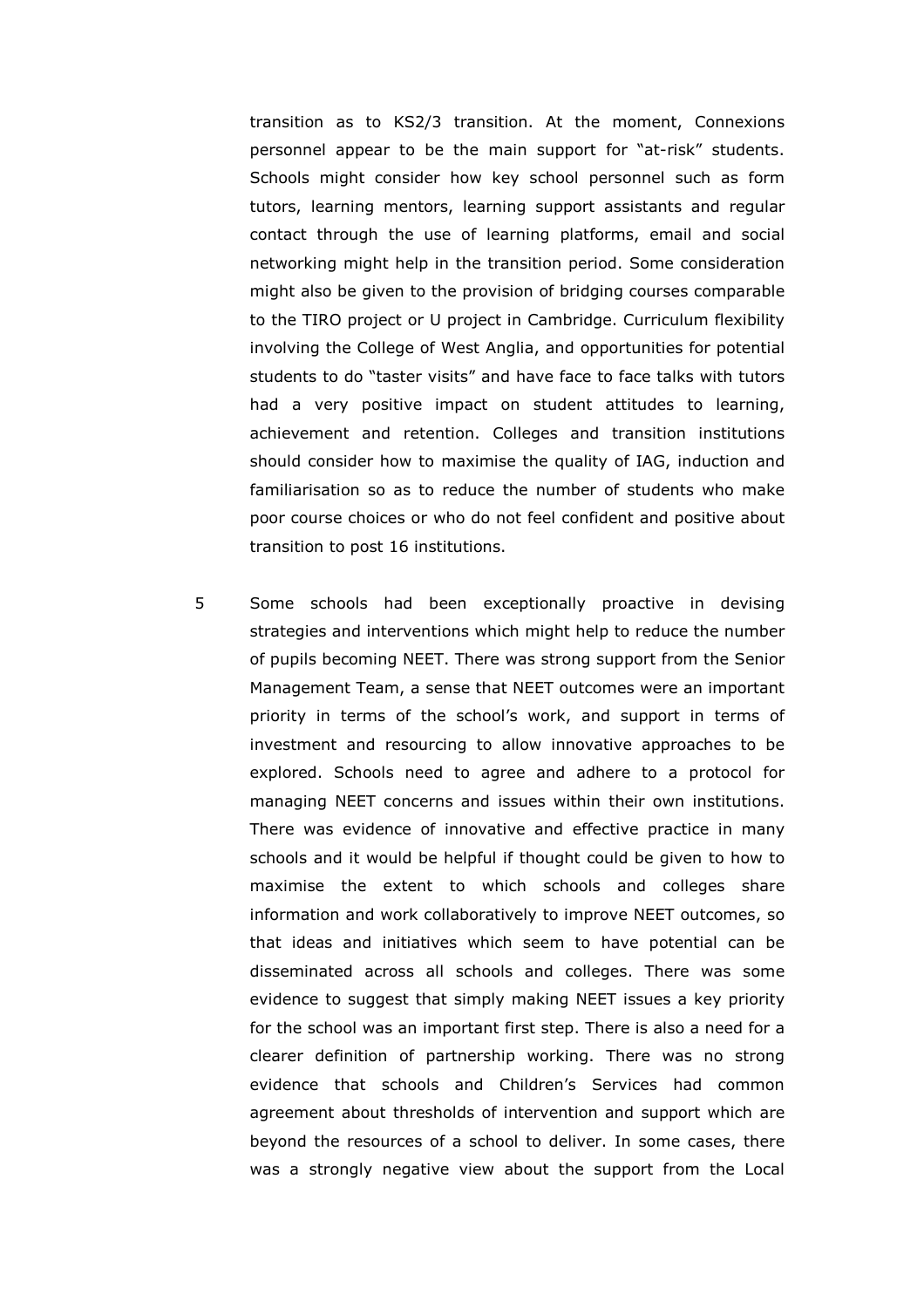transition as to KS2/3 transition. At the moment, Connexions personnel appear to be the main support for "at-risk" students. Schools might consider how key school personnel such as form tutors, learning mentors, learning support assistants and regular contact through the use of learning platforms, email and social networking might help in the transition period. Some consideration might also be given to the provision of bridging courses comparable to the TIRO project or U project in Cambridge. Curriculum flexibility involving the College of West Anglia, and opportunities for potential students to do "taster visits" and have face to face talks with tutors had a very positive impact on student attitudes to learning, achievement and retention. Colleges and transition institutions should consider how to maximise the quality of IAG, induction and familiarisation so as to reduce the number of students who make poor course choices or who do not feel confident and positive about transition to post 16 institutions.

5 Some schools had been exceptionally proactive in devising strategies and interventions which might help to reduce the number of pupils becoming NEET. There was strong support from the Senior Management Team, a sense that NEET outcomes were an important priority in terms of the school's work, and support in terms of investment and resourcing to allow innovative approaches to be explored. Schools need to agree and adhere to a protocol for managing NEET concerns and issues within their own institutions. There was evidence of innovative and effective practice in many schools and it would be helpful if thought could be given to how to maximise the extent to which schools and colleges share information and work collaboratively to improve NEET outcomes, so that ideas and initiatives which seem to have potential can be disseminated across all schools and colleges. There was some evidence to suggest that simply making NEET issues a key priority for the school was an important first step. There is also a need for a clearer definition of partnership working. There was no strong evidence that schools and Children's Services had common agreement about thresholds of intervention and support which are beyond the resources of a school to deliver. In some cases, there was a strongly negative view about the support from the Local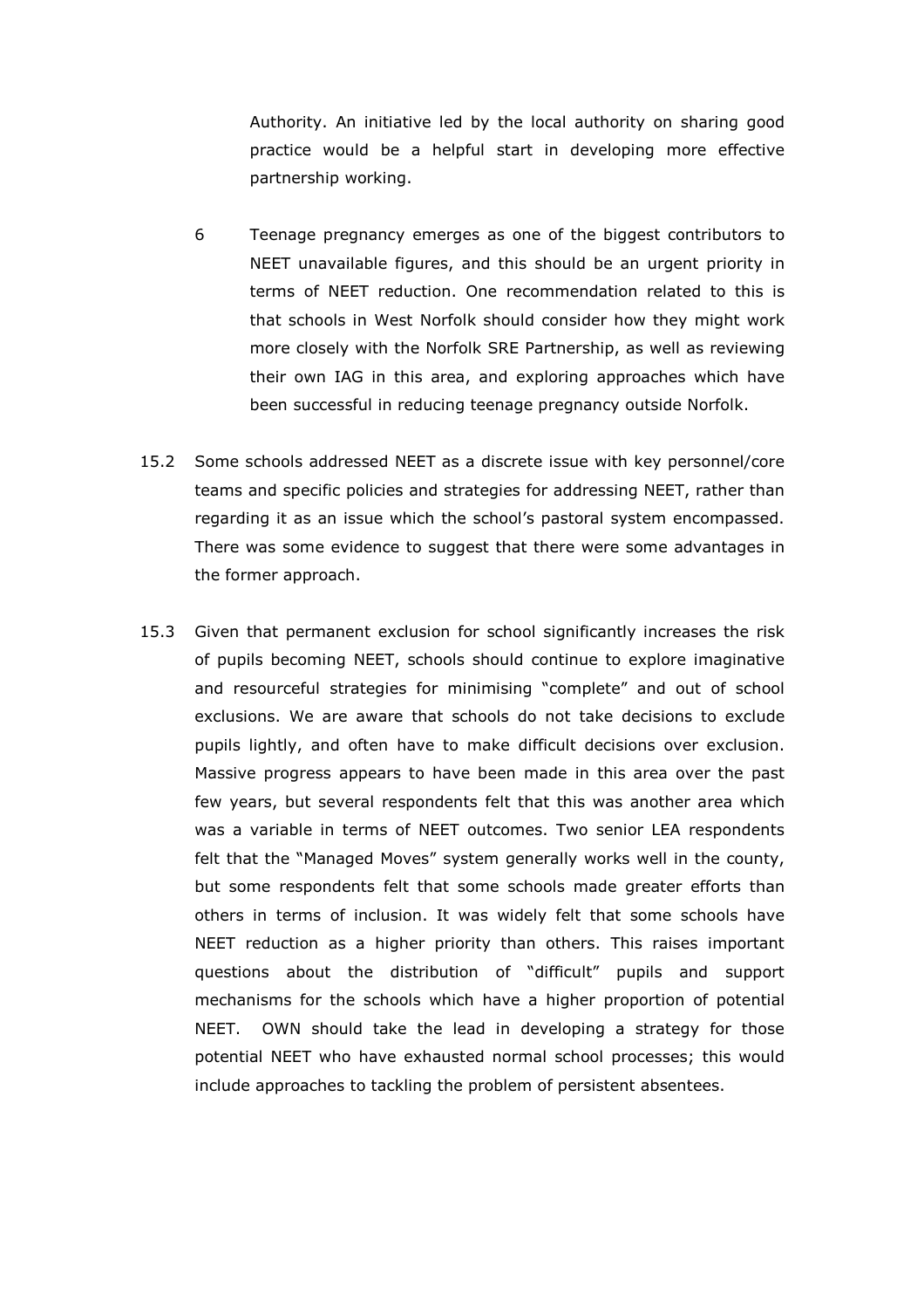Authority. An initiative led by the local authority on sharing good practice would be a helpful start in developing more effective partnership working.

6 Teenage pregnancy emerges as one of the biggest contributors to NEET unavailable figures, and this should be an urgent priority in terms of NEET reduction. One recommendation related to this is that schools in West Norfolk should consider how they might work more closely with the Norfolk SRE Partnership, as well as reviewing their own IAG in this area, and exploring approaches which have been successful in reducing teenage pregnancy outside Norfolk.

15.2 Some schools addressed NEET as a discrete issue with key personnel/core teams and specific policies and strategies for addressing NEET, rather than regarding it as an issue which the school's pastoral system encompassed. There was some evidence to suggest that there were some advantages in the former approach.

15.3 Given that permanent exclusion for school significantly increases the risk of pupils becoming NEET, schools should continue to explore imaginative and resourceful strategies for minimising "complete" and out of school exclusions. We are aware that schools do not take decisions to exclude pupils lightly, and often have to make difficult decisions over exclusion. Massive progress appears to have been made in this area over the past few years, but several respondents felt that this was another area which was a variable in terms of NEET outcomes. Two senior LEA respondents felt that the "Managed Moves" system generally works well in the county, but some respondents felt that some schools made greater efforts than others in terms of inclusion. It was widely felt that some schools have NEET reduction as a higher priority than others. This raises important questions about the distribution of "difficult" pupils and support mechanisms for the schools which have a higher proportion of potential NEET. OWN should take the lead in developing a strategy for those potential NEET who have exhausted normal school processes; this would include approaches to tackling the problem of persistent absentees.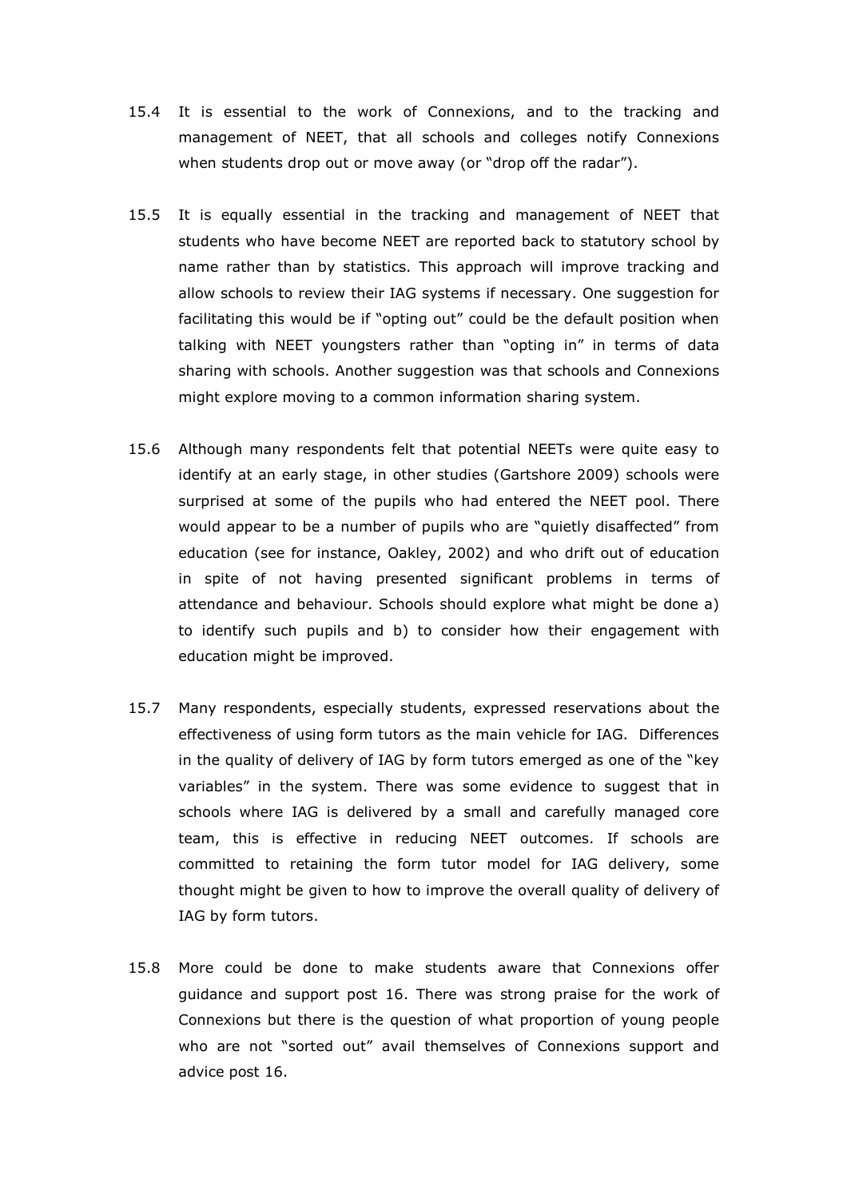15.4 It is essential to the work of Connexions, and to the tracking and management of NEET, that all schools and colleges notify Connexions when students drop out or move away (or "drop off the radar").

15.5 It is equally essential in the tracking and management of NEET that students who have become NEET are reported back to statutory school by name rather than by statistics. This approach will improve tracking and allow schools to review their IAG systems if necessary. One suggestion for facilitating this would be if "opting out" could be the default position when talking with NEET youngsters rather than "opting in" in terms of data sharing with schools. Another suggestion was that schools and Connexions might explore moving to a common information sharing system.

15.6 Although many respondents felt that potential NEETs were quite easy to identify at an early stage, in other studies (Gartshore 2009) schools were surprised at some of the pupils who had entered the NEET pool. There would appear to be a number of pupils who are "quietly disaffected" from education (see for instance, Oakley, 2002) and who drift out of education in spite of not having presented significant problems in terms of attendance and behaviour. Schools should explore what might be done a) to identify such pupils and b) to consider how their engagement with education might be improved.

15.7 Many respondents, especially students, expressed reservations about the effectiveness of using form tutors as the main vehicle for IAG. Differences in the quality of delivery of IAG by form tutors emerged as one of the "key variables" in the system. There was some evidence to suggest that in schools where IAG is delivered by a small and carefully managed core team, this is effective in reducing NEET outcomes. If schools are committed to retaining the form tutor model for IAG delivery, some thought might be given to how to improve the overall quality of delivery of IAG by form tutors.

15.8 More could be done to make students aware that Connexions offer guidance and support post 16. There was strong praise for the work of Connexions but there is the question of what proportion of young people who are not "sorted out" avail themselves of Connexions support and advice post 16.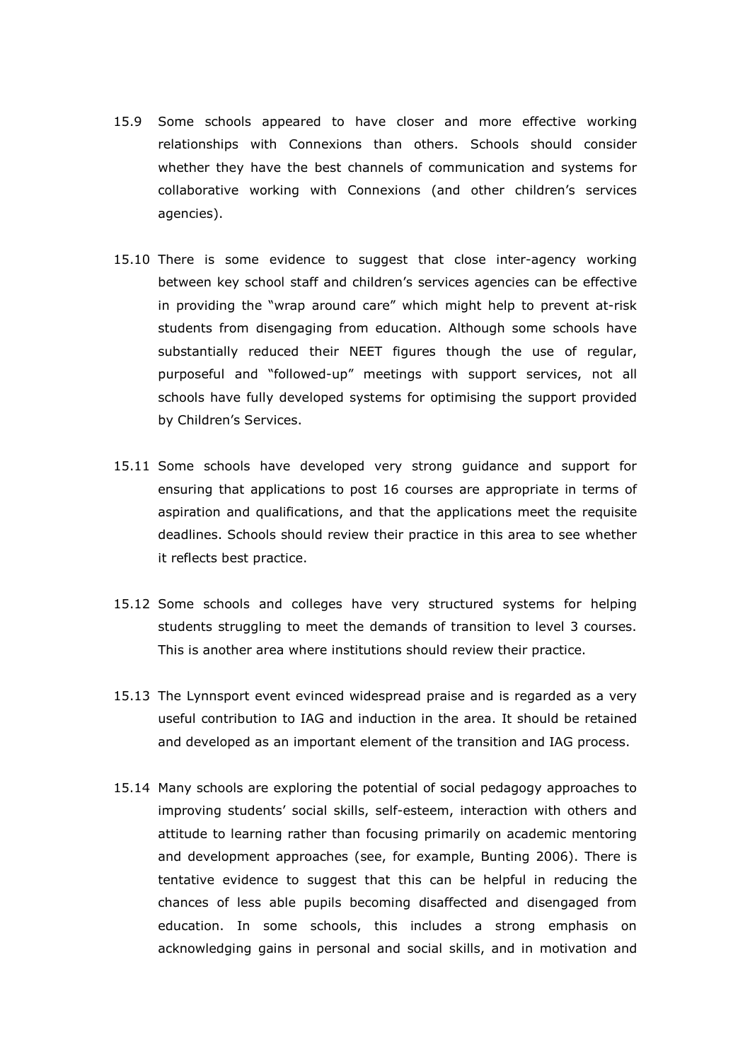15.9 Some schools appeared to have closer and more effective working relationships with Connexions than others. Schools should consider whether they have the best channels of communication and systems for collaborative working with Connexions (and other children's services agencies).

15.10 There is some evidence to suggest that close inter-agency working between key school staff and children's services agencies can be effective in providing the "wrap around care" which might help to prevent at-risk students from disengaging from education. Although some schools have substantially reduced their NEET figures though the use of regular, purposeful and "followed-up" meetings with support services, not all schools have fully developed systems for optimising the support provided by Children's Services.

15.11 Some schools have developed very strong guidance and support for ensuring that applications to post 16 courses are appropriate in terms of aspiration and qualifications, and that the applications meet the requisite deadlines. Schools should review their practice in this area to see whether it reflects best practice.

15.12 Some schools and colleges have very structured systems for helping students struggling to meet the demands of transition to level 3 courses. This is another area where institutions should review their practice.

15.13 The Lynnsport event evinced widespread praise and is regarded as a very useful contribution to IAG and induction in the area. It should be retained and developed as an important element of the transition and IAG process.

15.14 Many schools are exploring the potential of social pedagogy approaches to improving students' social skills, self-esteem, interaction with others and attitude to learning rather than focusing primarily on academic mentoring and development approaches (see, for example, Bunting 2006). There is tentative evidence to suggest that this can be helpful in reducing the chances of less able pupils becoming disaffected and disengaged from education. In some schools, this includes a strong emphasis on acknowledging gains in personal and social skills, and in motivation and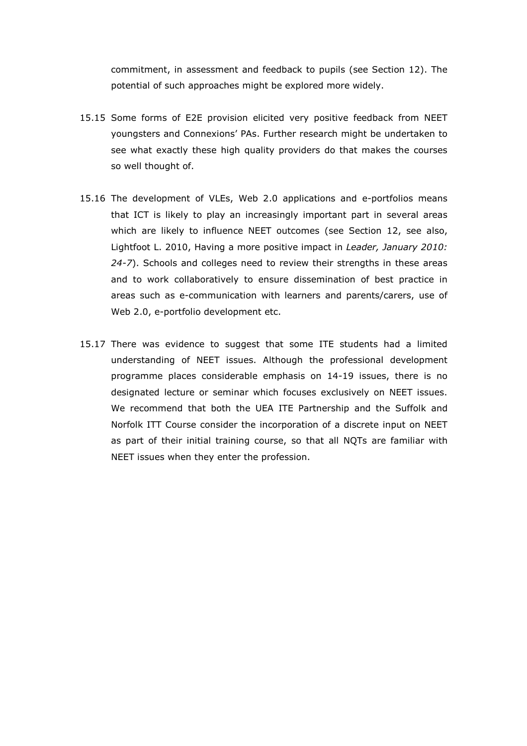commitment, in assessment and feedback to pupils (see Section 12). The potential of such approaches might be explored more widely.

15.15 Some forms of E2E provision elicited very positive feedback from NEET youngsters and Connexions' PAs. Further research might be undertaken to see what exactly these high quality providers do that makes the courses so well thought of.

15.16 The development of VLEs, Web 2.0 applications and e-portfolios means that ICT is likely to play an increasingly important part in several areas which are likely to influence NEET outcomes (see Section 12, see also, Lightfoot L. 2010, Having a more positive impact in *Leader, January 2010: 24-7*). Schools and colleges need to review their strengths in these areas and to work collaboratively to ensure dissemination of best practice in areas such as e-communication with learners and parents/carers, use of Web 2.0, e-portfolio development etc.

15.17 There was evidence to suggest that some ITE students had a limited understanding of NEET issues. Although the professional development programme places considerable emphasis on 14-19 issues, there is no designated lecture or seminar which focuses exclusively on NEET issues. We recommend that both the UEA ITE Partnership and the Suffolk and Norfolk ITT Course consider the incorporation of a discrete input on NEET as part of their initial training course, so that all NQTs are familiar with NEET issues when they enter the profession.